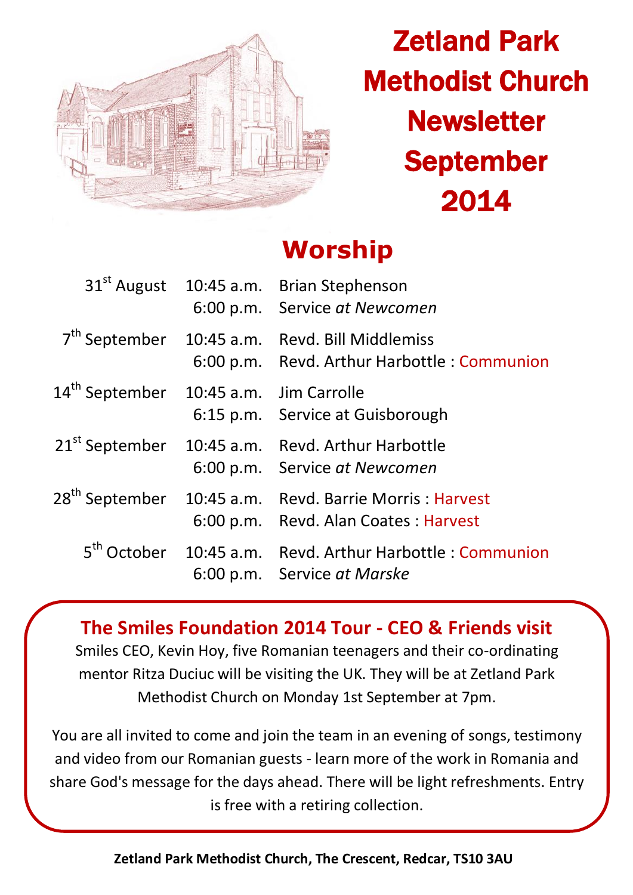# Zetland Park Methodist Church Newsletter September 2014

## Worship

| | | |
|---|---|---|
| 31st August | 10:45 a.m. | Brian Stephenson |
| | 6:00 p.m. | Service *at Newcomen* |
| 7th September | 10:45 a.m. | Revd. Bill Middlemiss |
| | 6:00 p.m. | Revd. Arthur Harbottle : Communion |
| 14th September | 10:45 a.m. | Jim Carrolle |
| | 6:15 p.m. | Service at Guisborough |
| 21st September | 10:45 a.m. | Revd. Arthur Harbottle |
| | 6:00 p.m. | Service *at Newcomen* |
| 28th September | 10:45 a.m. | Revd. Barrie Morris : Harvest |
| | 6:00 p.m. | Revd. Alan Coates : Harvest |
| 5th October | 10:45 a.m. | Revd. Arthur Harbottle : Communion |
| | 6:00 p.m. | Service *at Marske* |

### The Smiles Foundation 2014 Tour - CEO & Friends visit

Smiles CEO, Kevin Hoy, five Romanian teenagers and their co-ordinating mentor Ritza Duciuc will be visiting the UK. They will be at Zetland Park Methodist Church on Monday 1st September at 7pm.

You are all invited to come and join the team in an evening of songs, testimony and video from our Romanian guests - learn more of the work in Romania and share God's message for the days ahead. There will be light refreshments. Entry is free with a retiring collection.

**Zetland Park Methodist Church, The Crescent, Redcar, TS10 3AU**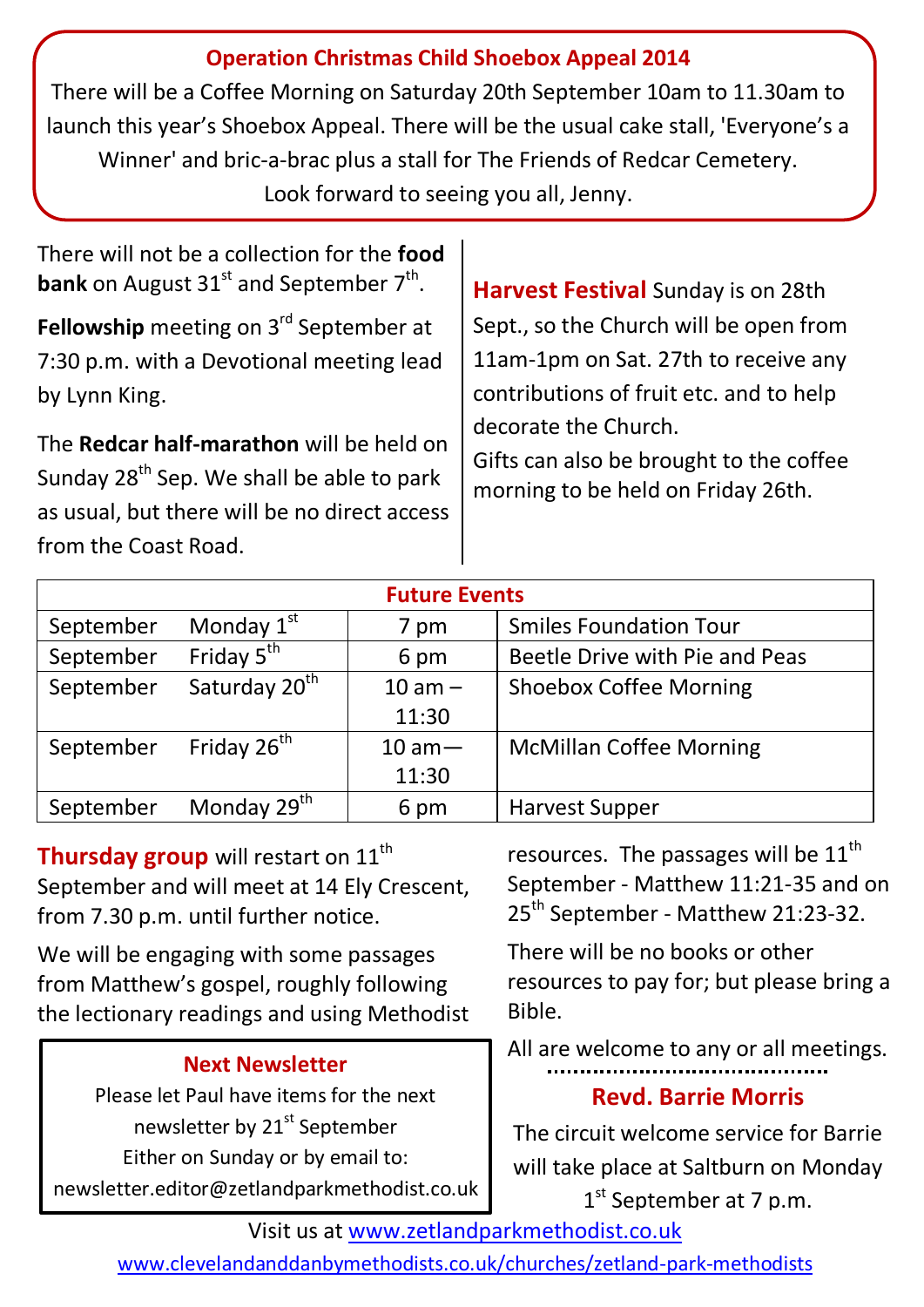## Operation Christmas Child Shoebox Appeal 2014

There will be a Coffee Morning on Saturday 20th September 10am to 11.30am to launch this year's Shoebox Appeal. There will be the usual cake stall, 'Everyone's a Winner' and bric-a-brac plus a stall for The Friends of Redcar Cemetery.

Look forward to seeing you all, Jenny.

There will not be a collection for the **food bank** on August 31st and September 7th.

**Fellowship** meeting on 3rd September at 7:30 p.m. with a Devotional meeting lead by Lynn King.

The **Redcar half-marathon** will be held on Sunday 28th Sep. We shall be able to park as usual, but there will be no direct access from the Coast Road.

**Harvest Festival** Sunday is on 28th Sept., so the Church will be open from 11am-1pm on Sat. 27th to receive any contributions of fruit etc. and to help decorate the Church.

Gifts can also be brought to the coffee morning to be held on Friday 26th.

## Future Events

| | | | |
|---|---|---|---|
| September | Monday 1st | 7 pm | Smiles Foundation Tour |
| September | Friday 5th | 6 pm | Beetle Drive with Pie and Peas |
| September | Saturday 20th | 10 am – 11:30 | Shoebox Coffee Morning |
| September | Friday 26th | 10 am—11:30 | McMillan Coffee Morning |
| September | Monday 29th | 6 pm | Harvest Supper |

**Thursday group** will restart on 11th September and will meet at 14 Ely Crescent, from 7.30 p.m. until further notice.

We will be engaging with some passages from Matthew's gospel, roughly following the lectionary readings and using Methodist resources. The passages will be 11th September - Matthew 11:21-35 and on 25th September - Matthew 21:23-32.

There will be no books or other resources to pay for; but please bring a Bible.

All are welcome to any or all meetings.

### Next Newsletter

Please let Paul have items for the next newsletter by 21st September

Either on Sunday or by email to:

newsletter.editor@zetlandparkmethodist.co.uk

### Revd. Barrie Morris

The circuit welcome service for Barrie will take place at Saltburn on Monday 1st September at 7 p.m.

Visit us at www.zetlandparkmethodist.co.uk

www.clevelandanddanbymethodists.co.uk/churches/zetland-park-methodists